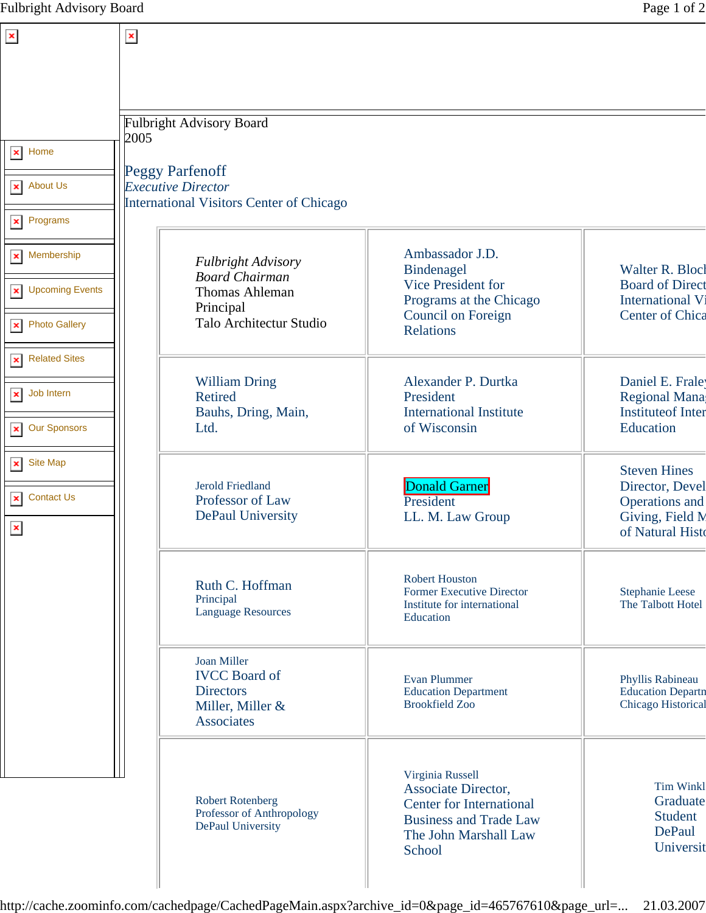- Home
- About Us
- Programs
- Membership
- Upcoming Events
- Photo Gallery
- Related Sites
- Job Intern
- Our Sponsors
- Site Map
- Contact Us

Fulbright Advisory Board
2005

Peggy Parfenoff
*Executive Director*
International Visitors Center of Chicago

| | | |
|---|---|---|
| *Fulbright Advisory Board Chairman* Thomas Ahleman Principal Talo Architectur Studio | Ambassador J.D. Bindenagel Vice President for Programs at the Chicago Council on Foreign Relations | Walter R. Bloc Board of Direct International Vi Center of Chica |
| William Dring Retired Bauhs, Dring, Main, Ltd. | Alexander P. Durtka President International Institute of Wisconsin | Daniel E. Fraley Regional Mana Instituteof Inter Education |
| Jerold Friedland Professor of Law DePaul University | Donald Garner President LL. M. Law Group | Steven Hines Director, Devel Operations and Giving, Field M of Natural Histo |
| Ruth C. Hoffman Principal Language Resources | Robert Houston Former Executive Director Institute for international Education | Stephanie Leese The Talbott Hotel |
| Joan Miller IVCC Board of Directors Miller, Miller & Associates | Evan Plummer Education Department Brookfield Zoo | Phyllis Rabineau Education Departn Chicago Historical |
| Robert Rotenberg Professor of Anthropology DePaul University | Virginia Russell Associate Director, Center for International Business and Trade Law The John Marshall Law School | Tim Winkl Graduate Student DePaul Universit |

http://cache.zoominfo.com/cachedpage/CachedPageMain.aspx?archive_id=0&page_id=465767610&page_url=... 21.03.2007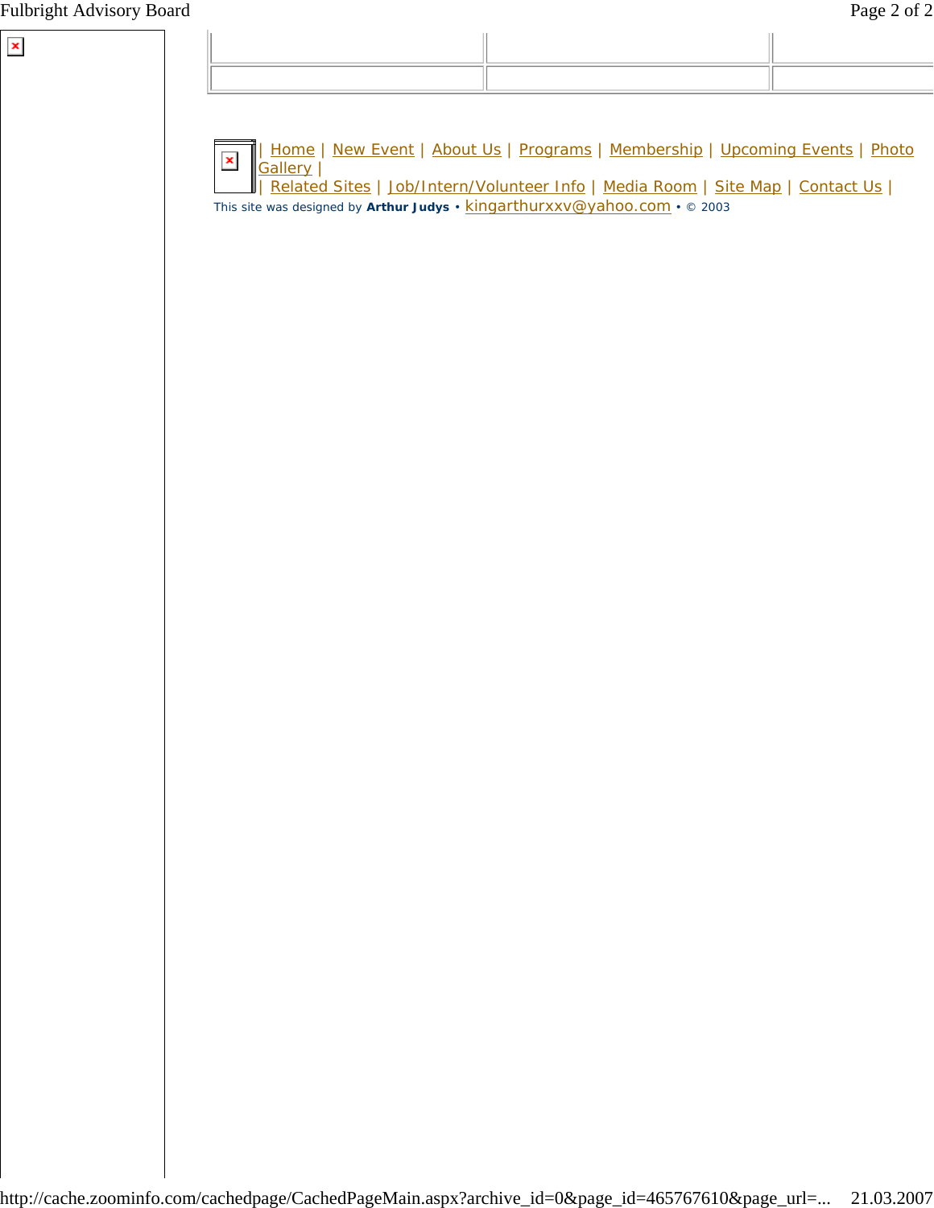| | | |
| --- | --- | --- |
| | | |
| | | |

| Home | New Event | About Us | Programs | Membership | Upcoming Events | Photo Gallery |
| Related Sites | Job/Intern/Volunteer Info | Media Room | Site Map | Contact Us |

This site was designed by **Arthur Judys** • kingarthurxxv@yahoo.com • © 2003